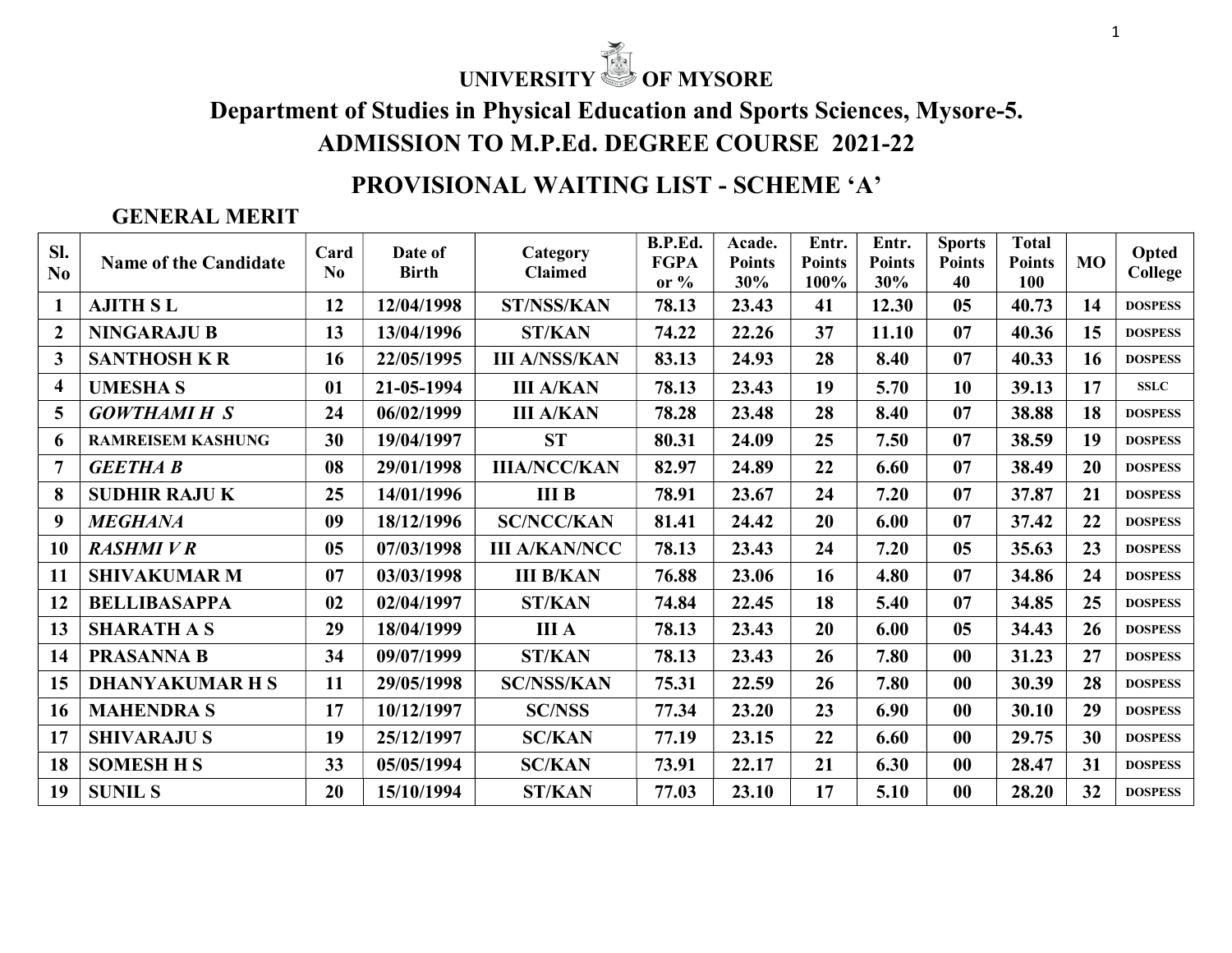# UNIVERSITY OF MYSORE

## Department of Studies in Physical Education and Sports Sciences, Mysore-5.

## ADMISSION TO M.P.Ed. DEGREE COURSE 2021-22

## PROVISIONAL WAITING LIST - SCHEME 'A'

### GENERAL MERIT

| Sl. No | Name of the Candidate | Card No | Date of Birth | Category Claimed | B.P.Ed. FGPA or % | Acade. Points 30% | Entr. Points 100% | Entr. Points 30% | Sports Points 40 | Total Points 100 | MO | Opted College |
|---|---|---|---|---|---|---|---|---|---|---|---|---|
| 1 | AJITH S L | 12 | 12/04/1998 | ST/NSS/KAN | 78.13 | 23.43 | 41 | 12.30 | 05 | 40.73 | 14 | DOSPESS |
| 2 | NINGARAJU B | 13 | 13/04/1996 | ST/KAN | 74.22 | 22.26 | 37 | 11.10 | 07 | 40.36 | 15 | DOSPESS |
| 3 | SANTHOSH K R | 16 | 22/05/1995 | III A/NSS/KAN | 83.13 | 24.93 | 28 | 8.40 | 07 | 40.33 | 16 | DOSPESS |
| 4 | UMESHA S | 01 | 21-05-1994 | III A/KAN | 78.13 | 23.43 | 19 | 5.70 | 10 | 39.13 | 17 | SSLC |
| 5 | *GOWTHAMI H S* | 24 | 06/02/1999 | III A/KAN | 78.28 | 23.48 | 28 | 8.40 | 07 | 38.88 | 18 | DOSPESS |
| 6 | RAMREISEM KASHUNG | 30 | 19/04/1997 | ST | 80.31 | 24.09 | 25 | 7.50 | 07 | 38.59 | 19 | DOSPESS |
| 7 | *GEETHA B* | 08 | 29/01/1998 | IIIA/NCC/KAN | 82.97 | 24.89 | 22 | 6.60 | 07 | 38.49 | 20 | DOSPESS |
| 8 | SUDHIR RAJU K | 25 | 14/01/1996 | III B | 78.91 | 23.67 | 24 | 7.20 | 07 | 37.87 | 21 | DOSPESS |
| 9 | *MEGHANA* | 09 | 18/12/1996 | SC/NCC/KAN | 81.41 | 24.42 | 20 | 6.00 | 07 | 37.42 | 22 | DOSPESS |
| 10 | *RASHMI V R* | 05 | 07/03/1998 | III A/KAN/NCC | 78.13 | 23.43 | 24 | 7.20 | 05 | 35.63 | 23 | DOSPESS |
| 11 | SHIVAKUMAR M | 07 | 03/03/1998 | III B/KAN | 76.88 | 23.06 | 16 | 4.80 | 07 | 34.86 | 24 | DOSPESS |
| 12 | BELLIBASAPPA | 02 | 02/04/1997 | ST/KAN | 74.84 | 22.45 | 18 | 5.40 | 07 | 34.85 | 25 | DOSPESS |
| 13 | SHARATH A S | 29 | 18/04/1999 | III A | 78.13 | 23.43 | 20 | 6.00 | 05 | 34.43 | 26 | DOSPESS |
| 14 | PRASANNA B | 34 | 09/07/1999 | ST/KAN | 78.13 | 23.43 | 26 | 7.80 | 00 | 31.23 | 27 | DOSPESS |
| 15 | DHANYAKUMAR H S | 11 | 29/05/1998 | SC/NSS/KAN | 75.31 | 22.59 | 26 | 7.80 | 00 | 30.39 | 28 | DOSPESS |
| 16 | MAHENDRA S | 17 | 10/12/1997 | SC/NSS | 77.34 | 23.20 | 23 | 6.90 | 00 | 30.10 | 29 | DOSPESS |
| 17 | SHIVARAJU S | 19 | 25/12/1997 | SC/KAN | 77.19 | 23.15 | 22 | 6.60 | 00 | 29.75 | 30 | DOSPESS |
| 18 | SOMESH H S | 33 | 05/05/1994 | SC/KAN | 73.91 | 22.17 | 21 | 6.30 | 00 | 28.47 | 31 | DOSPESS |
| 19 | SUNIL S | 20 | 15/10/1994 | ST/KAN | 77.03 | 23.10 | 17 | 5.10 | 00 | 28.20 | 32 | DOSPESS |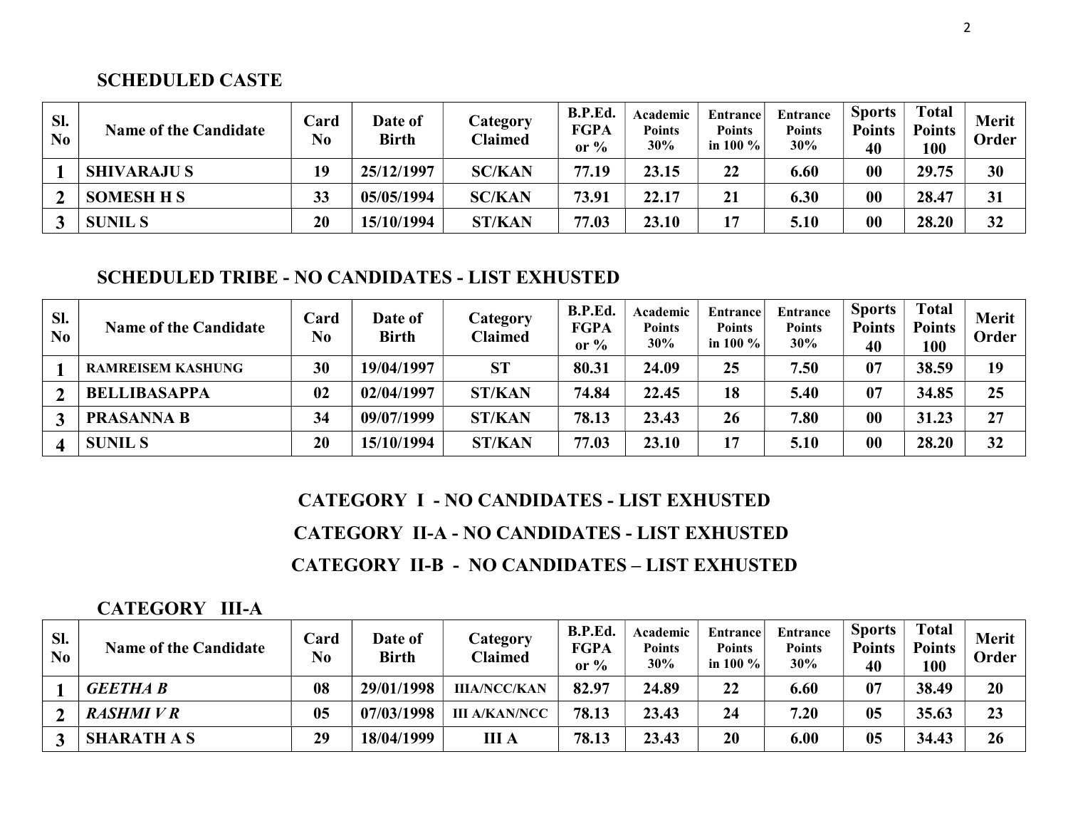## SCHEDULED CASTE

| Sl. No | Name of the Candidate | Card No | Date of Birth | Category Claimed | B.P.Ed. FGPA or % | Academic Points 30% | Entrance Points in 100 % | Entrance Points 30% | Sports Points 40 | Total Points 100 | Merit Order |
|---|---|---|---|---|---|---|---|---|---|---|---|
| 1 | SHIVARAJU S | 19 | 25/12/1997 | SC/KAN | 77.19 | 23.15 | 22 | 6.60 | 00 | 29.75 | 30 |
| 2 | SOMESH H S | 33 | 05/05/1994 | SC/KAN | 73.91 | 22.17 | 21 | 6.30 | 00 | 28.47 | 31 |
| 3 | SUNIL S | 20 | 15/10/1994 | ST/KAN | 77.03 | 23.10 | 17 | 5.10 | 00 | 28.20 | 32 |

## SCHEDULED TRIBE - NO CANDIDATES - LIST EXHUSTED

| Sl. No | Name of the Candidate | Card No | Date of Birth | Category Claimed | B.P.Ed. FGPA or % | Academic Points 30% | Entrance Points in 100 % | Entrance Points 30% | Sports Points 40 | Total Points 100 | Merit Order |
|---|---|---|---|---|---|---|---|---|---|---|---|
| 1 | RAMREISEM KASHUNG | 30 | 19/04/1997 | ST | 80.31 | 24.09 | 25 | 7.50 | 07 | 38.59 | 19 |
| 2 | BELLIBASAPPA | 02 | 02/04/1997 | ST/KAN | 74.84 | 22.45 | 18 | 5.40 | 07 | 34.85 | 25 |
| 3 | PRASANNA B | 34 | 09/07/1999 | ST/KAN | 78.13 | 23.43 | 26 | 7.80 | 00 | 31.23 | 27 |
| 4 | SUNIL S | 20 | 15/10/1994 | ST/KAN | 77.03 | 23.10 | 17 | 5.10 | 00 | 28.20 | 32 |

## CATEGORY I - NO CANDIDATES - LIST EXHUSTED

## CATEGORY II-A - NO CANDIDATES - LIST EXHUSTED

## CATEGORY II-B - NO CANDIDATES – LIST EXHUSTED

## CATEGORY III-A

| Sl. No | Name of the Candidate | Card No | Date of Birth | Category Claimed | B.P.Ed. FGPA or % | Academic Points 30% | Entrance Points in 100 % | Entrance Points 30% | Sports Points 40 | Total Points 100 | Merit Order |
|---|---|---|---|---|---|---|---|---|---|---|---|
| 1 | *GEETHA B* | 08 | 29/01/1998 | IIIA/NCC/KAN | 82.97 | 24.89 | 22 | 6.60 | 07 | 38.49 | 20 |
| 2 | *RASHMI V R* | 05 | 07/03/1998 | III A/KAN/NCC | 78.13 | 23.43 | 24 | 7.20 | 05 | 35.63 | 23 |
| 3 | SHARATH A S | 29 | 18/04/1999 | III A | 78.13 | 23.43 | 20 | 6.00 | 05 | 34.43 | 26 |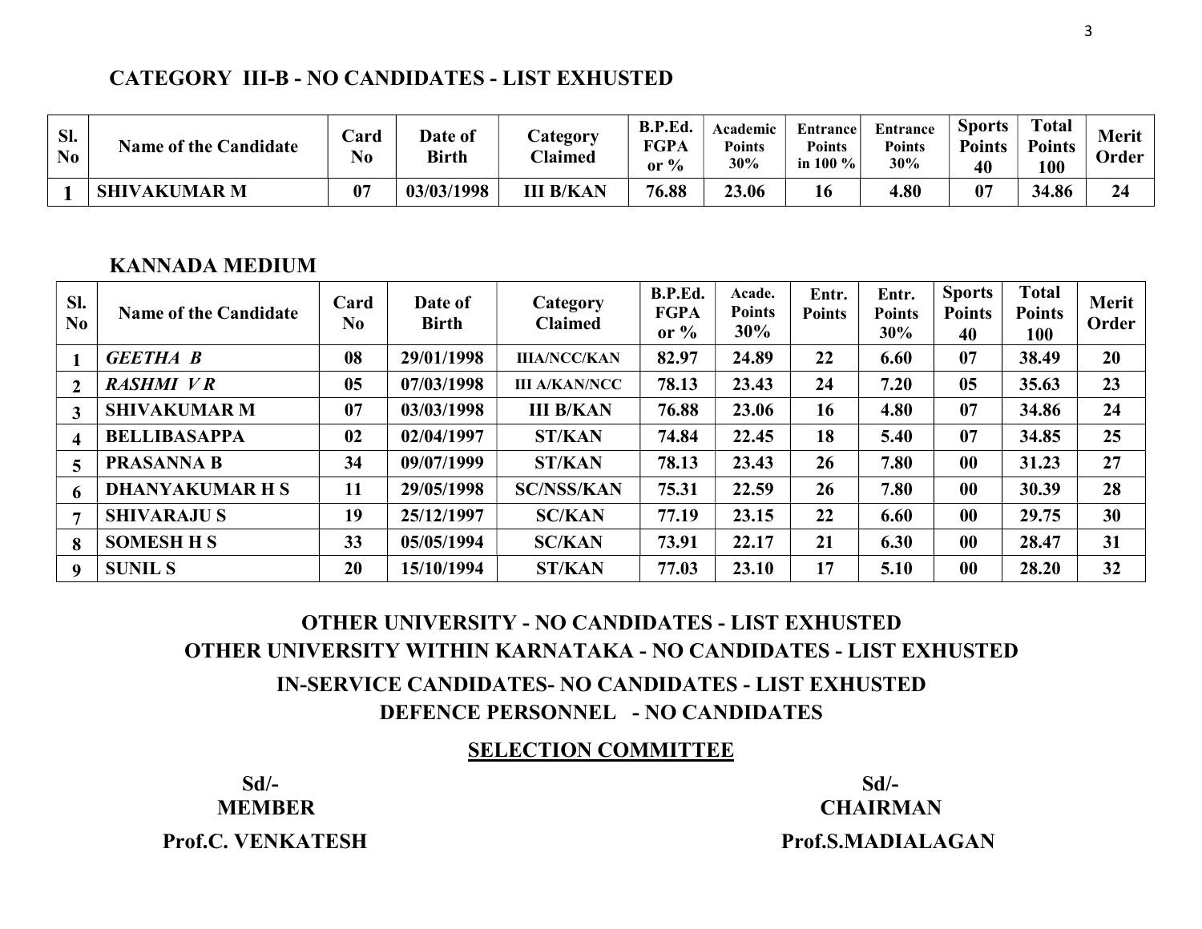**CATEGORY III-B - NO CANDIDATES - LIST EXHUSTED**

| Sl. No | Name of the Candidate | Card No | Date of Birth | Category Claimed | B.P.Ed. FGPA or % | Academic Points 30% | Entrance Points in 100 % | Entrance Points 30% | Sports Points 40 | Total Points 100 | Merit Order |
|---|---|---|---|---|---|---|---|---|---|---|---|
| 1 | SHIVAKUMAR M | 07 | 03/03/1998 | III B/KAN | 76.88 | 23.06 | 16 | 4.80 | 07 | 34.86 | 24 |

**KANNADA MEDIUM**

| Sl. No | Name of the Candidate | Card No | Date of Birth | Category Claimed | B.P.Ed. FGPA or % | Acade. Points 30% | Entr. Points | Entr. Points 30% | Sports Points 40 | Total Points 100 | Merit Order |
|---|---|---|---|---|---|---|---|---|---|---|---|
| 1 | *GEETHA B* | 08 | 29/01/1998 | IIIA/NCC/KAN | 82.97 | 24.89 | 22 | 6.60 | 07 | 38.49 | 20 |
| 2 | *RASHMI V R* | 05 | 07/03/1998 | III A/KAN/NCC | 78.13 | 23.43 | 24 | 7.20 | 05 | 35.63 | 23 |
| 3 | SHIVAKUMAR M | 07 | 03/03/1998 | III B/KAN | 76.88 | 23.06 | 16 | 4.80 | 07 | 34.86 | 24 |
| 4 | BELLIBASAPPA | 02 | 02/04/1997 | ST/KAN | 74.84 | 22.45 | 18 | 5.40 | 07 | 34.85 | 25 |
| 5 | PRASANNA B | 34 | 09/07/1999 | ST/KAN | 78.13 | 23.43 | 26 | 7.80 | 00 | 31.23 | 27 |
| 6 | DHANYAKUMAR H S | 11 | 29/05/1998 | SC/NSS/KAN | 75.31 | 22.59 | 26 | 7.80 | 00 | 30.39 | 28 |
| 7 | SHIVARAJU S | 19 | 25/12/1997 | SC/KAN | 77.19 | 23.15 | 22 | 6.60 | 00 | 29.75 | 30 |
| 8 | SOMESH H S | 33 | 05/05/1994 | SC/KAN | 73.91 | 22.17 | 21 | 6.30 | 00 | 28.47 | 31 |
| 9 | SUNIL S | 20 | 15/10/1994 | ST/KAN | 77.03 | 23.10 | 17 | 5.10 | 00 | 28.20 | 32 |

**OTHER UNIVERSITY - NO CANDIDATES - LIST EXHUSTED**

**OTHER UNIVERSITY WITHIN KARNATAKA - NO CANDIDATES - LIST EXHUSTED**

**IN-SERVICE CANDIDATES- NO CANDIDATES - LIST EXHUSTED**

**DEFENCE PERSONNEL - NO CANDIDATES**

**SELECTION COMMITTEE**

**Sd/-**
**MEMBER**
**Prof.C. VENKATESH**

**Sd/-**
**CHAIRMAN**
**Prof.S.MADIALAGAN**